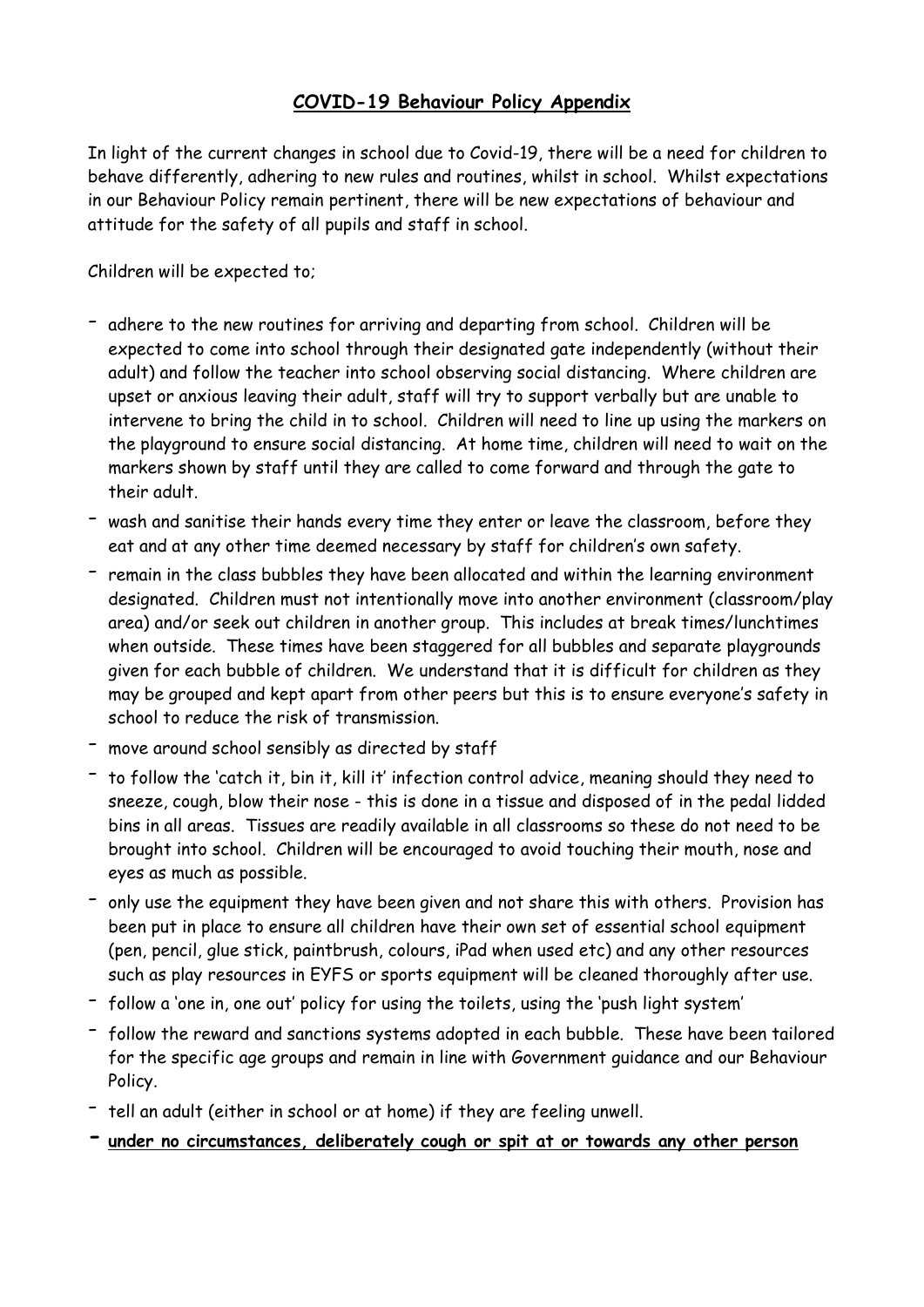# <u>COVID-19 Behaviour Policy Appendix</u>

In light of the current changes in school due to Covid-19, there will be a need for children to behave differently, adhering to new rules and routines, whilst in school. Whilst expectations in our Behaviour Policy remain pertinent, there will be new expectations of behaviour and attitude for the safety of all pupils and staff in school.

Children will be expected to;

- adhere to the new routines for arriving and departing from school. Children will be expected to come into school through their designated gate independently (without their adult) and follow the teacher into school observing social distancing. Where children are upset or anxious leaving their adult, staff will try to support verbally but are unable to intervene to bring the child in to school. Children will need to line up using the markers on the playground to ensure social distancing. At home time, children will need to wait on the markers shown by staff until they are called to come forward and through the gate to their adult.
- wash and sanitise their hands every time they enter or leave the classroom, before they eat and at any other time deemed necessary by staff for children's own safety.
- remain in the class bubbles they have been allocated and within the learning environment designated. Children must not intentionally move into another environment (classroom/play area) and/or seek out children in another group. This includes at break times/lunchtimes when outside. These times have been staggered for all bubbles and separate playgrounds given for each bubble of children. We understand that it is difficult for children as they may be grouped and kept apart from other peers but this is to ensure everyone's safety in school to reduce the risk of transmission.
- move around school sensibly as directed by staff
- to follow the 'catch it, bin it, kill it' infection control advice, meaning should they need to sneeze, cough, blow their nose - this is done in a tissue and disposed of in the pedal lidded bins in all areas. Tissues are readily available in all classrooms so these do not need to be brought into school. Children will be encouraged to avoid touching their mouth, nose and eyes as much as possible.
- only use the equipment they have been given and not share this with others. Provision has been put in place to ensure all children have their own set of essential school equipment (pen, pencil, glue stick, paintbrush, colours, iPad when used etc) and any other resources such as play resources in EYFS or sports equipment will be cleaned thoroughly after use.
- follow a 'one in, one out' policy for using the toilets, using the 'push light system'
- follow the reward and sanctions systems adopted in each bubble. These have been tailored for the specific age groups and remain in line with Government guidance and our Behaviour Policy.
- tell an adult (either in school or at home) if they are feeling unwell.
- **<u>under no circumstances, deliberately cough or spit at or towards any other person</u>**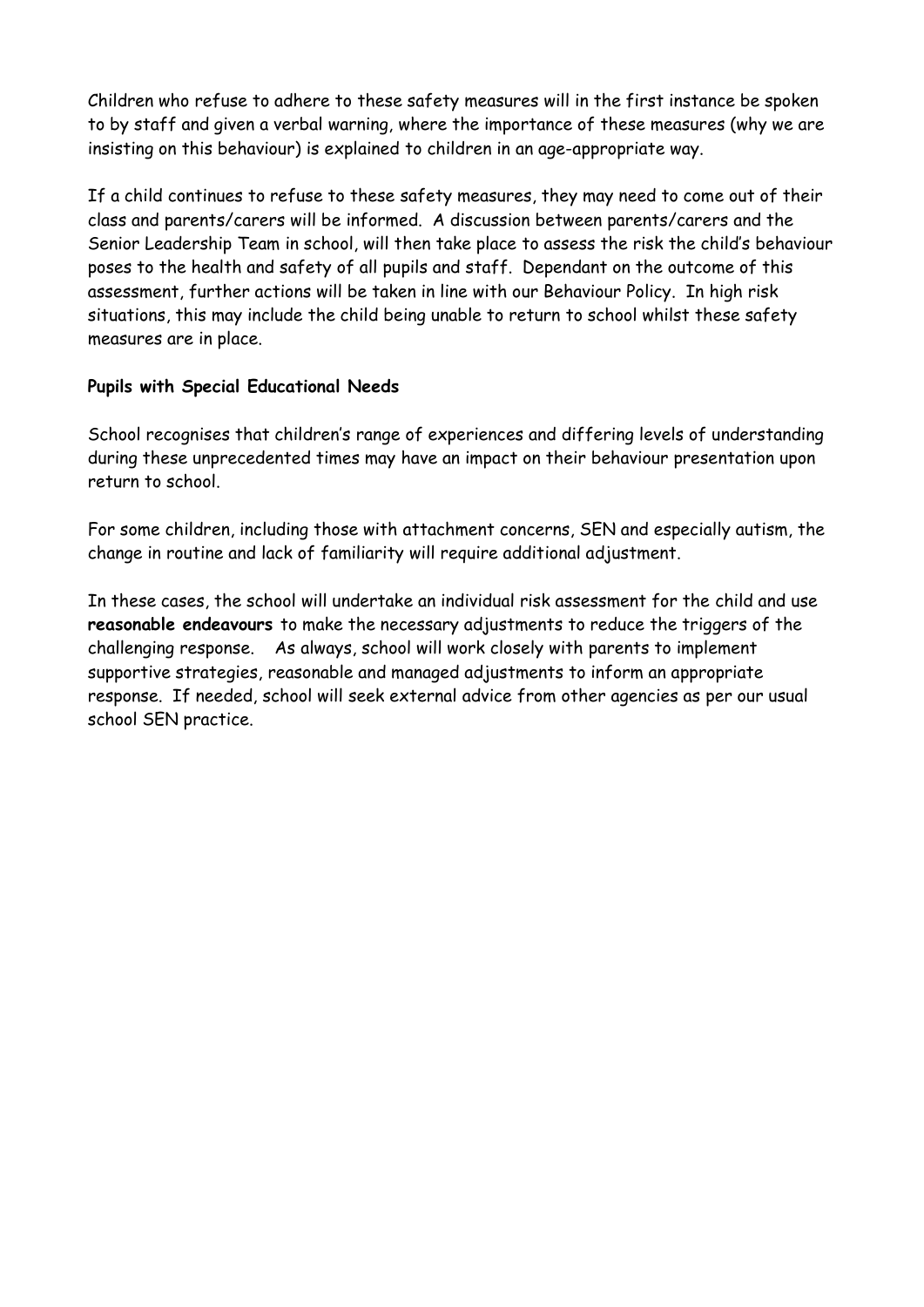Children who refuse to adhere to these safety measures will in the first instance be spoken to by staff and given a verbal warning, where the importance of these measures (why we are insisting on this behaviour) is explained to children in an age-appropriate way.

If a child continues to refuse to these safety measures, they may need to come out of their class and parents/carers will be informed. A discussion between parents/carers and the Senior Leadership Team in school, will then take place to assess the risk the child's behaviour poses to the health and safety of all pupils and staff. Dependant on the outcome of this assessment, further actions will be taken in line with our Behaviour Policy. In high risk situations, this may include the child being unable to return to school whilst these safety measures are in place.

**Pupils with Special Educational Needs**

School recognises that children's range of experiences and differing levels of understanding during these unprecedented times may have an impact on their behaviour presentation upon return to school.

For some children, including those with attachment concerns, SEN and especially autism, the change in routine and lack of familiarity will require additional adjustment.

In these cases, the school will undertake an individual risk assessment for the child and use **reasonable endeavours** to make the necessary adjustments to reduce the triggers of the challenging response. As always, school will work closely with parents to implement supportive strategies, reasonable and managed adjustments to inform an appropriate response. If needed, school will seek external advice from other agencies as per our usual school SEN practice.